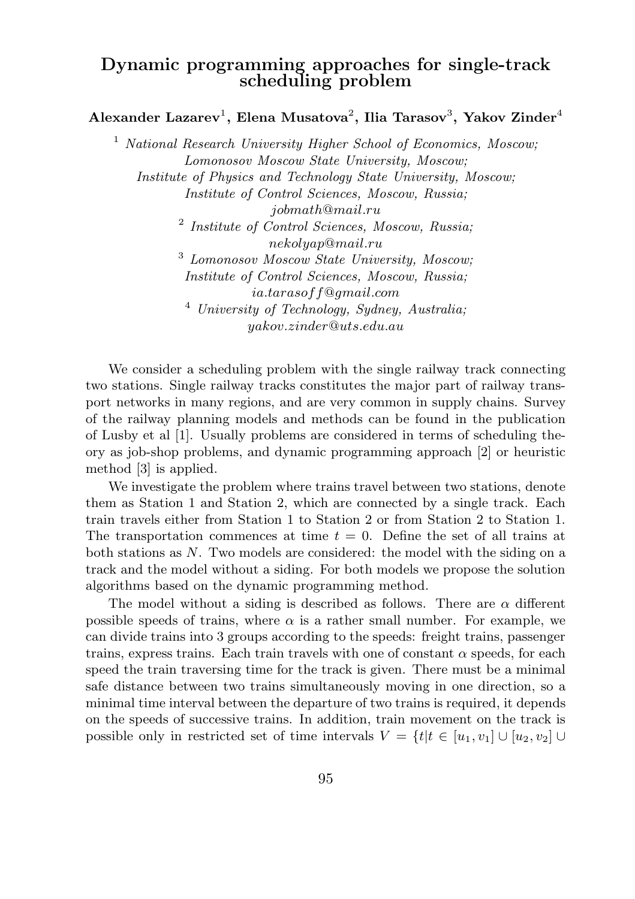# Dynamic programming approaches for single-track scheduling problem

**Alexander Lazarev**[1], **Elena Musatova**[2], **Ilia Tarasov**[3], **Yakov Zinder**[4]

[1] *National Research University Higher School of Economics, Moscow; Lomonosov Moscow State University, Moscow; Institute of Physics and Technology State University, Moscow; Institute of Control Sciences, Moscow, Russia; jobmath@mail.ru*

[2] *Institute of Control Sciences, Moscow, Russia; nekolyap@mail.ru*

[3] *Lomonosov Moscow State University, Moscow; Institute of Control Sciences, Moscow, Russia; ia.tarasoff@gmail.com*

[4] *University of Technology, Sydney, Australia; yakov.zinder@uts.edu.au*

We consider a scheduling problem with the single railway track connecting two stations. Single railway tracks constitutes the major part of railway transport networks in many regions, and are very common in supply chains. Survey of the railway planning models and methods can be found in the publication of Lusby et al [1]. Usually problems are considered in terms of scheduling theory as job-shop problems, and dynamic programming approach [2] or heuristic method [3] is applied.

We investigate the problem where trains travel between two stations, denote them as Station 1 and Station 2, which are connected by a single track. Each train travels either from Station 1 to Station 2 or from Station 2 to Station 1. The transportation commences at time $t = 0$. Define the set of all trains at both stations as $N$. Two models are considered: the model with the siding on a track and the model without a siding. For both models we propose the solution algorithms based on the dynamic programming method.

The model without a siding is described as follows. There are $\alpha$ different possible speeds of trains, where $\alpha$ is a rather small number. For example, we can divide trains into 3 groups according to the speeds: freight trains, passenger trains, express trains. Each train travels with one of constant $\alpha$ speeds, for each speed the train traversing time for the track is given. There must be a minimal safe distance between two trains simultaneously moving in one direction, so a minimal time interval between the departure of two trains is required, it depends on the speeds of successive trains. In addition, train movement on the track is possible only in restricted set of time intervals $V = \{t | t \in [u_1, v_1] \cup [u_2, v_2] \cup$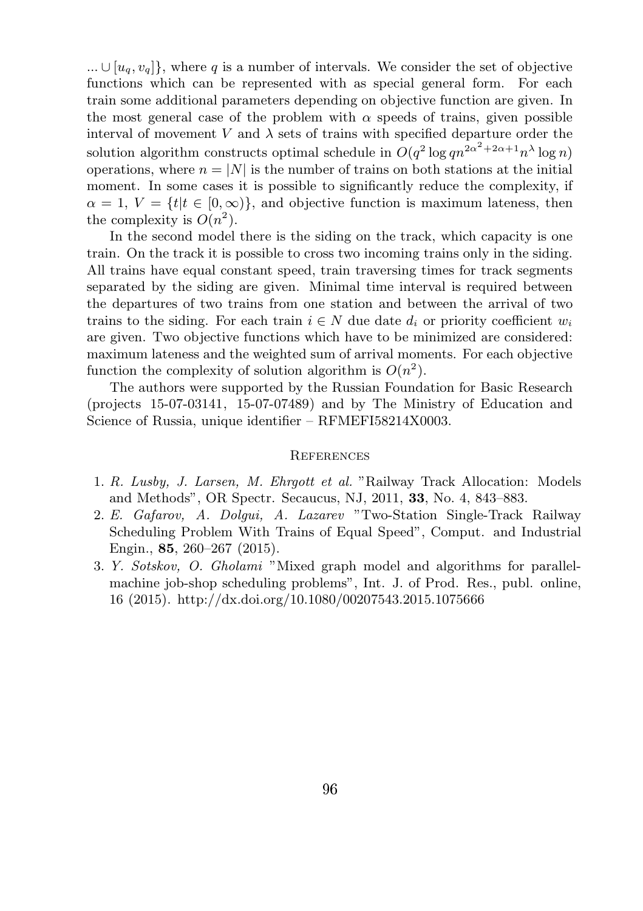$... \cup [u_q, v_q]\}$, where $q$ is a number of intervals. We consider the set of objective functions which can be represented with as special general form. For each train some additional parameters depending on objective function are given. In the most general case of the problem with $\alpha$ speeds of trains, given possible interval of movement $V$ and $\lambda$ sets of trains with specified departure order the solution algorithm constructs optimal schedule in $O(q^2 \log qn^{2\alpha^2+2\alpha+1} n^{\lambda} \log n)$ operations, where $n = |N|$ is the number of trains on both stations at the initial moment. In some cases it is possible to significantly reduce the complexity, if $\alpha = 1$, $V = \{t | t \in [0, \infty)\}$, and objective function is maximum lateness, then the complexity is $O(n^2)$.

In the second model there is the siding on the track, which capacity is one train. On the track it is possible to cross two incoming trains only in the siding. All trains have equal constant speed, train traversing times for track segments separated by the siding are given. Minimal time interval is required between the departures of two trains from one station and between the arrival of two trains to the siding. For each train $i \in N$ due date $d_i$ or priority coefficient $w_i$ are given. Two objective functions which have to be minimized are considered: maximum lateness and the weighted sum of arrival moments. For each objective function the complexity of solution algorithm is $O(n^2)$.

The authors were supported by the Russian Foundation for Basic Research (projects 15-07-03141, 15-07-07489) and by The Ministry of Education and Science of Russia, unique identifier – RFMEFI58214X0003.

## References

1. *R. Lusby, J. Larsen, M. Ehrgott et al.* "Railway Track Allocation: Models and Methods", OR Spectr. Secaucus, NJ, 2011, **33**, No. 4, 843–883.
2. *E. Gafarov, A. Dolgui, A. Lazarev* "Two-Station Single-Track Railway Scheduling Problem With Trains of Equal Speed", Comput. and Industrial Engin., **85**, 260–267 (2015).
3. *Y. Sotskov, O. Gholami* "Mixed graph model and algorithms for parallel-machine job-shop scheduling problems", Int. J. of Prod. Res., publ. online, 16 (2015). http://dx.doi.org/10.1080/00207543.2015.1075666